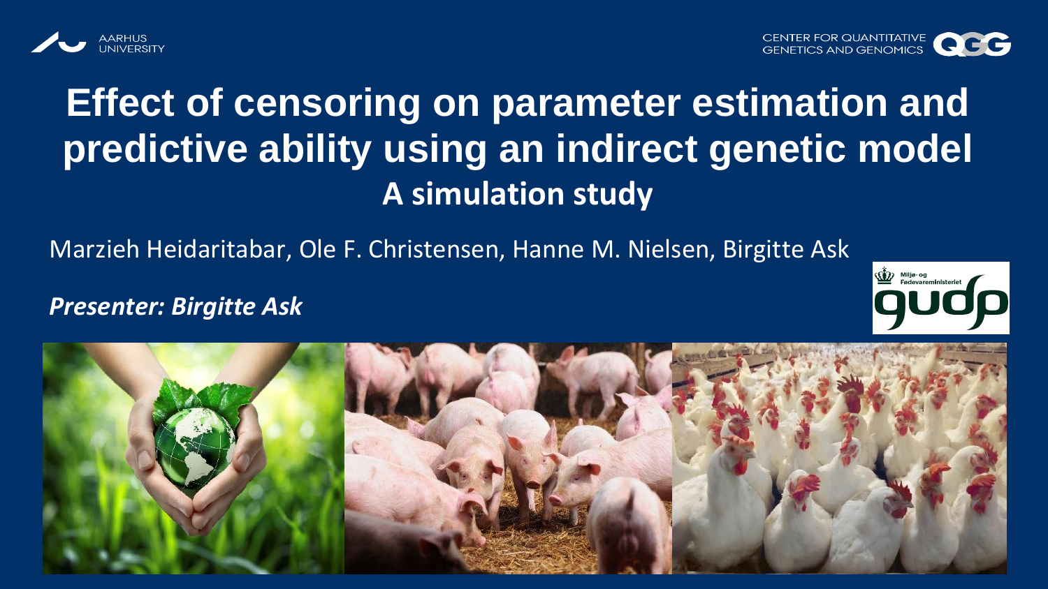AARHUS UNIVERSITY

CENTER FOR QUANTITATIVE GENETICS AND GENOMICS

# Effect of censoring on parameter estimation and predictive ability using an indirect genetic model

## A simulation study

Marzieh Heidaritabar, Ole F. Christensen, Hanne M. Nielsen, Birgitte Ask

***Presenter: Birgitte Ask***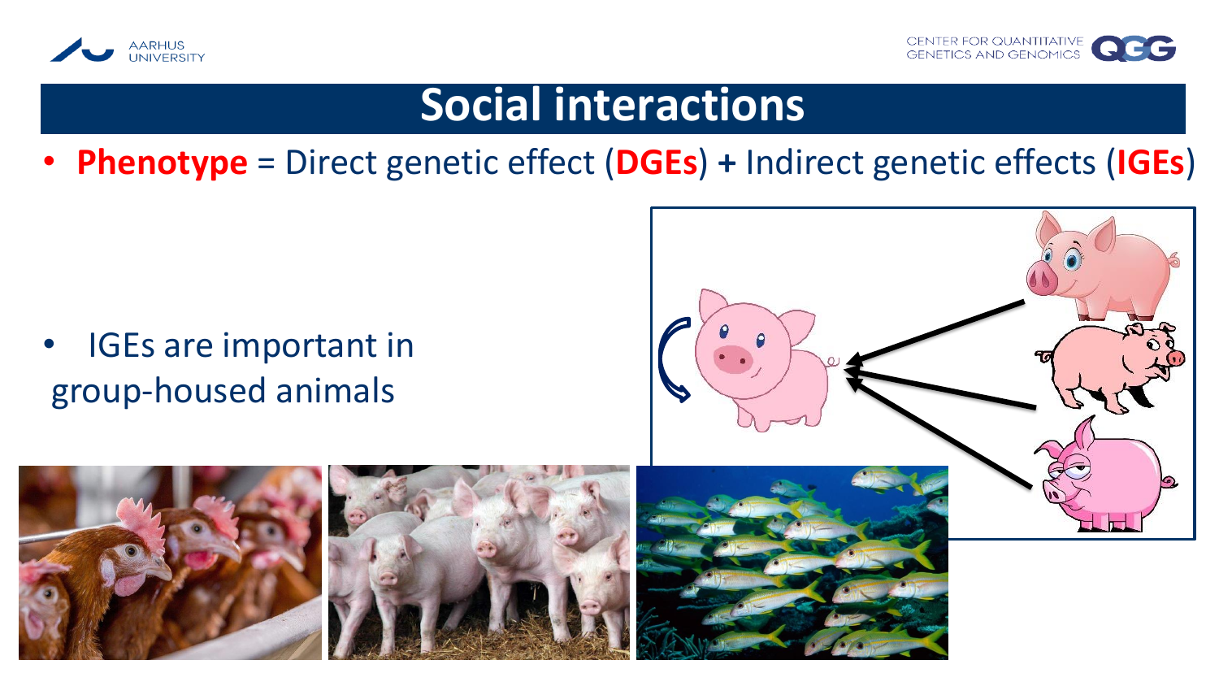# Social interactions

- **Phenotype** = Direct genetic effect (**DGEs**) **+** Indirect genetic effects (**IGEs**)

- IGEs are important in group-housed animals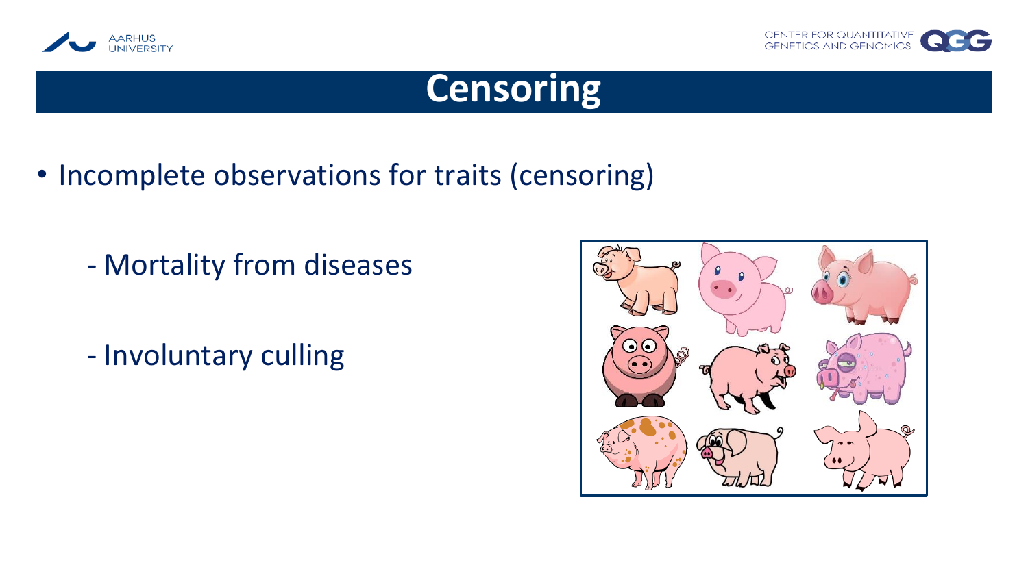# Censoring

- Incomplete observations for traits (censoring)

  - Mortality from diseases

  - Involuntary culling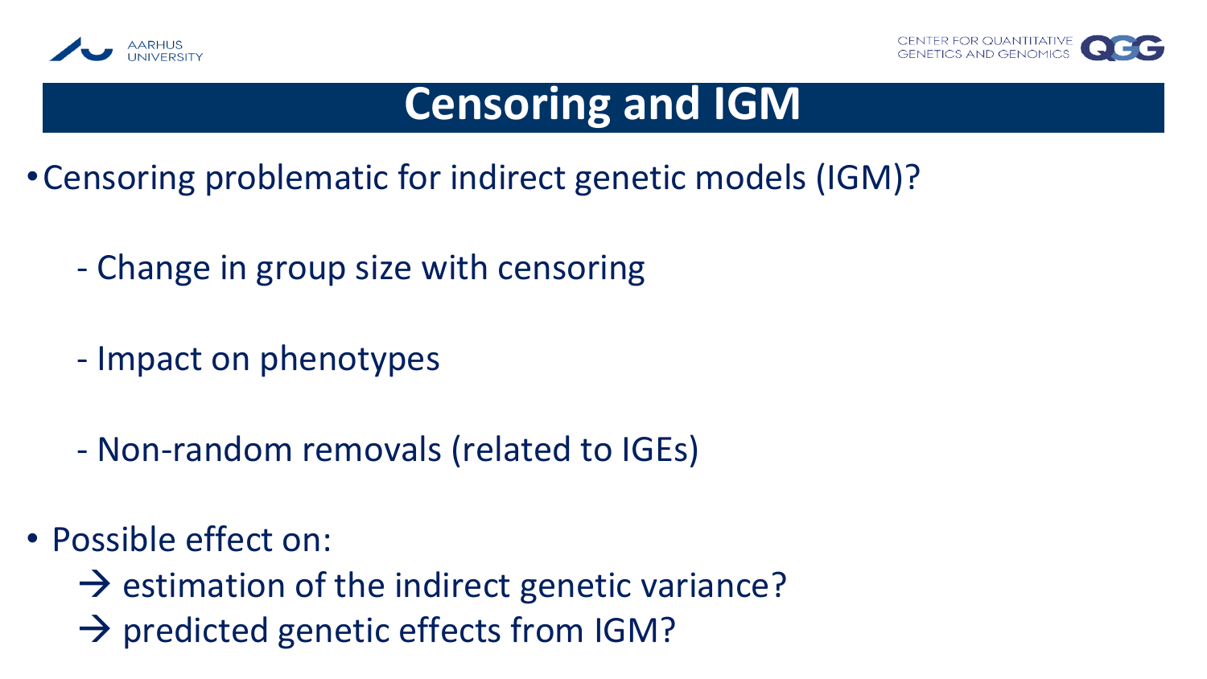# Censoring and IGM

- Censoring problematic for indirect genetic models (IGM)?
  - Change in group size with censoring
  - Impact on phenotypes
  - Non-random removals (related to IGEs)
- Possible effect on:
  - → estimation of the indirect genetic variance?
  - → predicted genetic effects from IGM?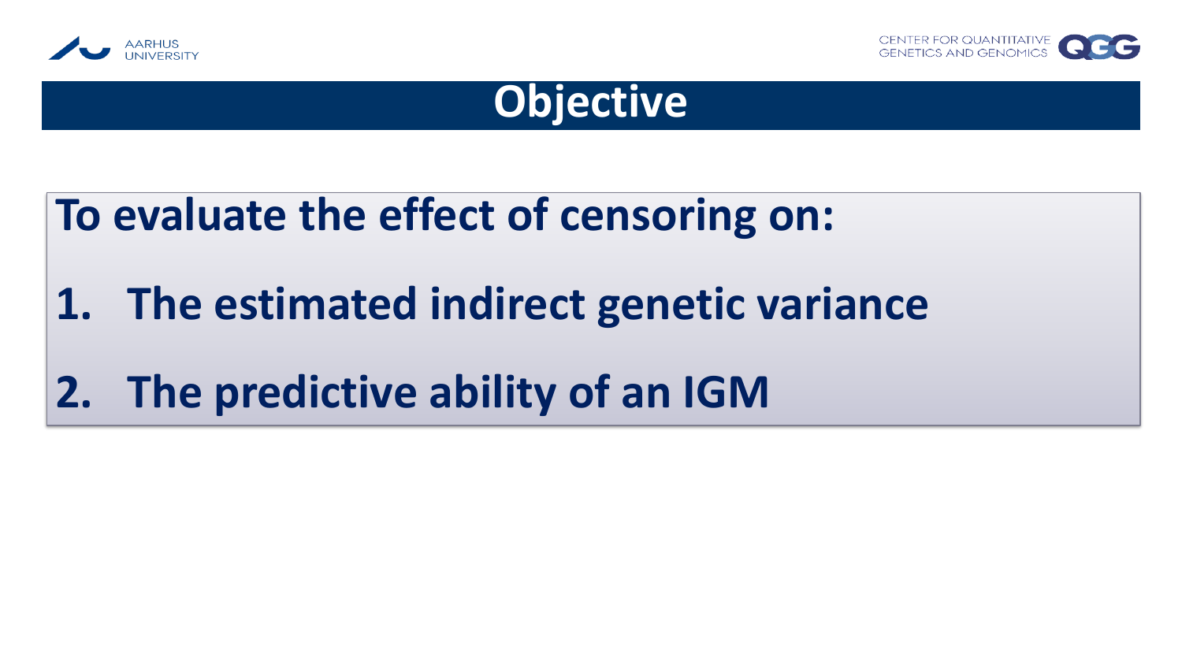# Objective

**To evaluate the effect of censoring on:**

1. **The estimated indirect genetic variance**
2. **The predictive ability of an IGM**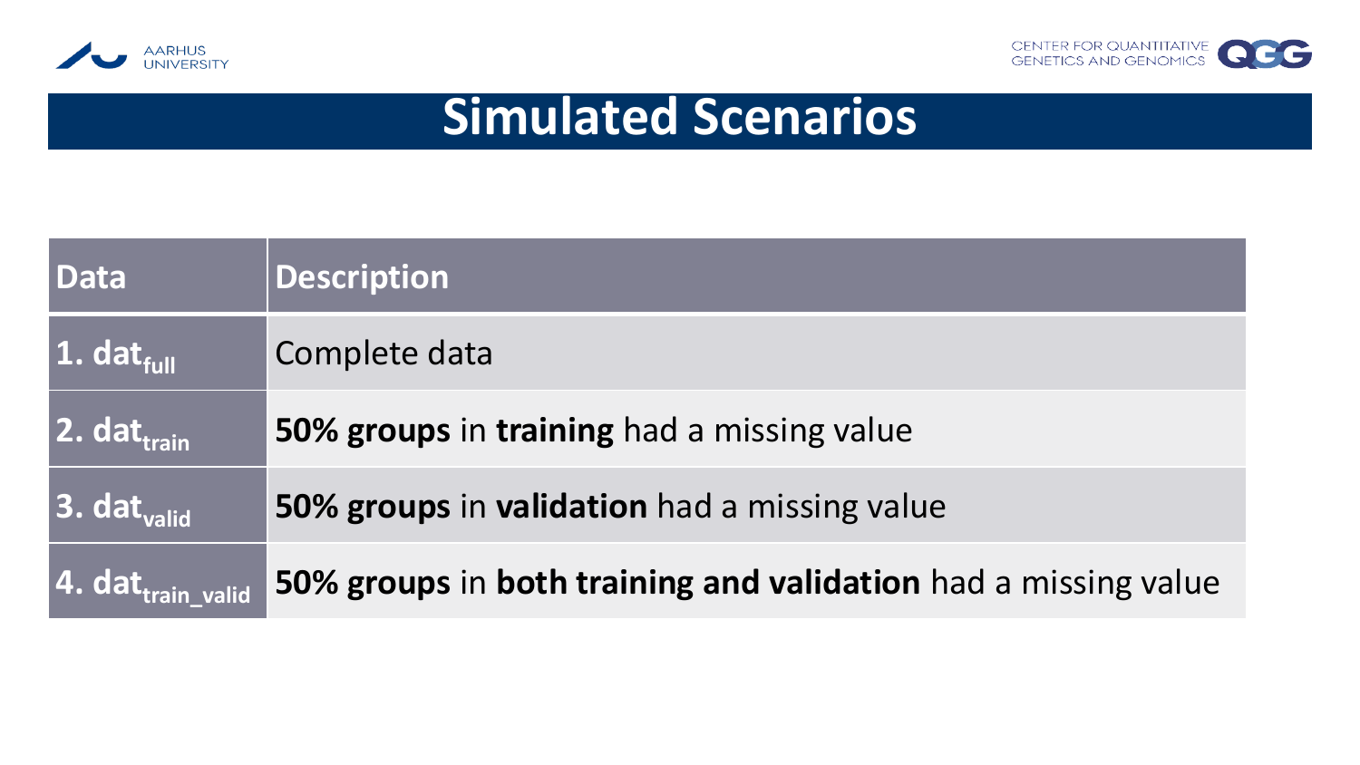# Simulated Scenarios

| Data | Description |
| --- | --- |
| **1. $dat_{full}$** | Complete data |
| **2. $dat_{train}$** | **50% groups** in **training** had a missing value |
| **3. $dat_{valid}$** | **50% groups** in **validation** had a missing value |
| **4. $dat_{train\_valid}$** | **50% groups** in **both training and validation** had a missing value |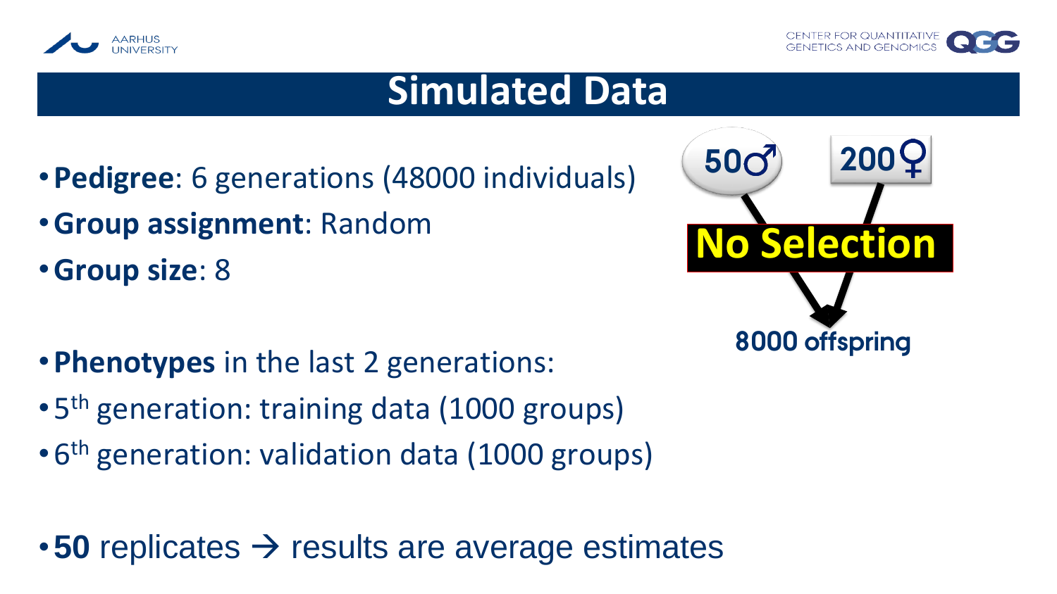# Simulated Data

- **Pedigree**: 6 generations (48000 individuals)
- **Group assignment**: Random
- **Group size**: 8

50♂ 200♀

No Selection

8000 offspring

- **Phenotypes** in the last 2 generations:
- 5th generation: training data (1000 groups)
- 6th generation: validation data (1000 groups)

- **50** replicates → results are average estimates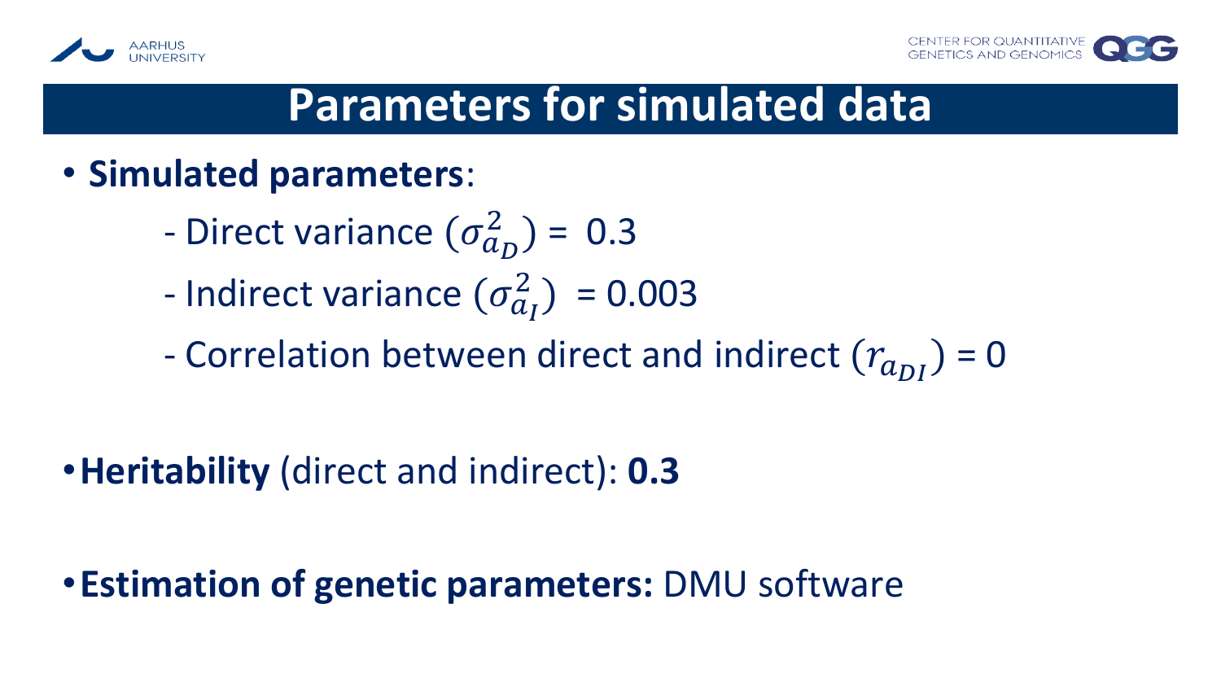# Parameters for simulated data

- **Simulated parameters**:
  - Direct variance ($\sigma^2_{a_D}$) = 0.3
  - Indirect variance ($\sigma^2_{a_I}$) = 0.003
  - Correlation between direct and indirect ($r_{a_{DI}}$) = 0

- **Heritability** (direct and indirect): **0.3**

- **Estimation of genetic parameters:** DMU software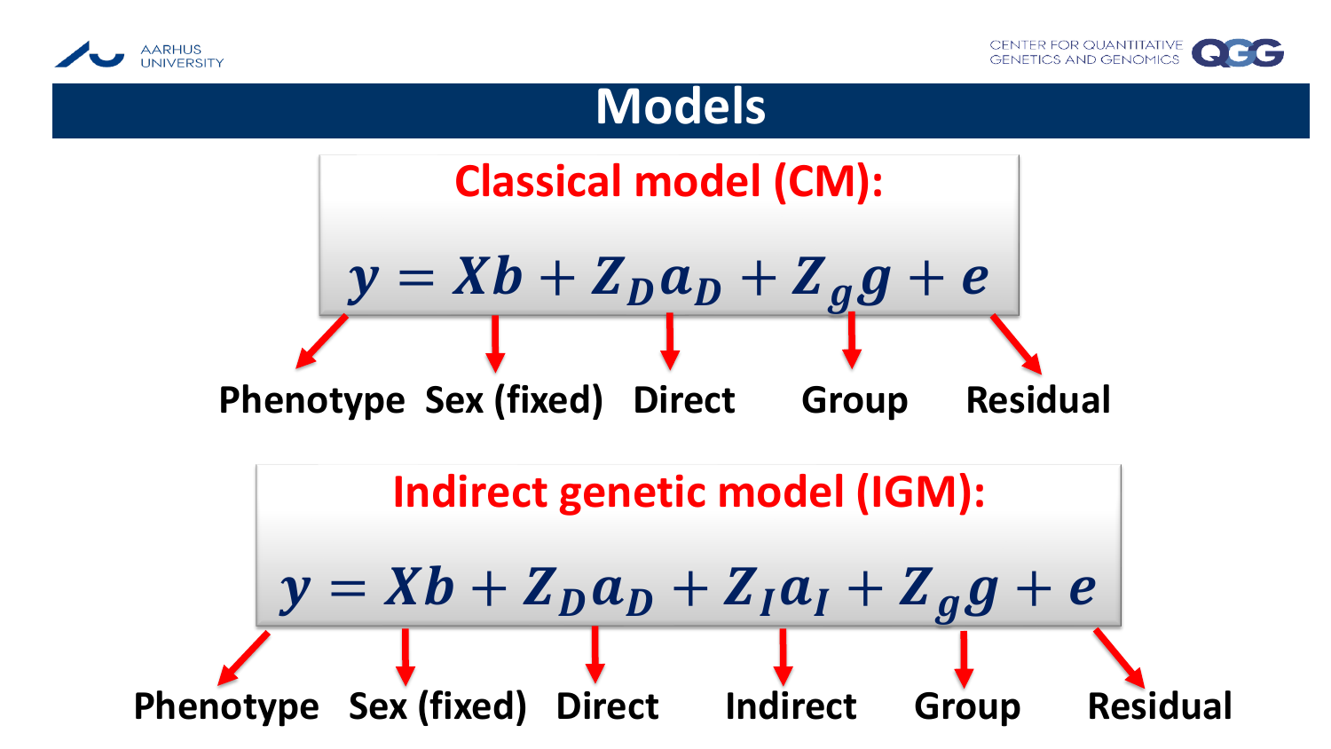# Models

## Classical model (CM):

$$y = Xb + Z_D a_D + Z_g g + e$$

Phenotype, Sex (fixed), Direct, Group, Residual

## Indirect genetic model (IGM):

$$y = Xb + Z_D a_D + Z_I a_I + Z_g g + e$$

Phenotype, Sex (fixed), Direct, Indirect, Group, Residual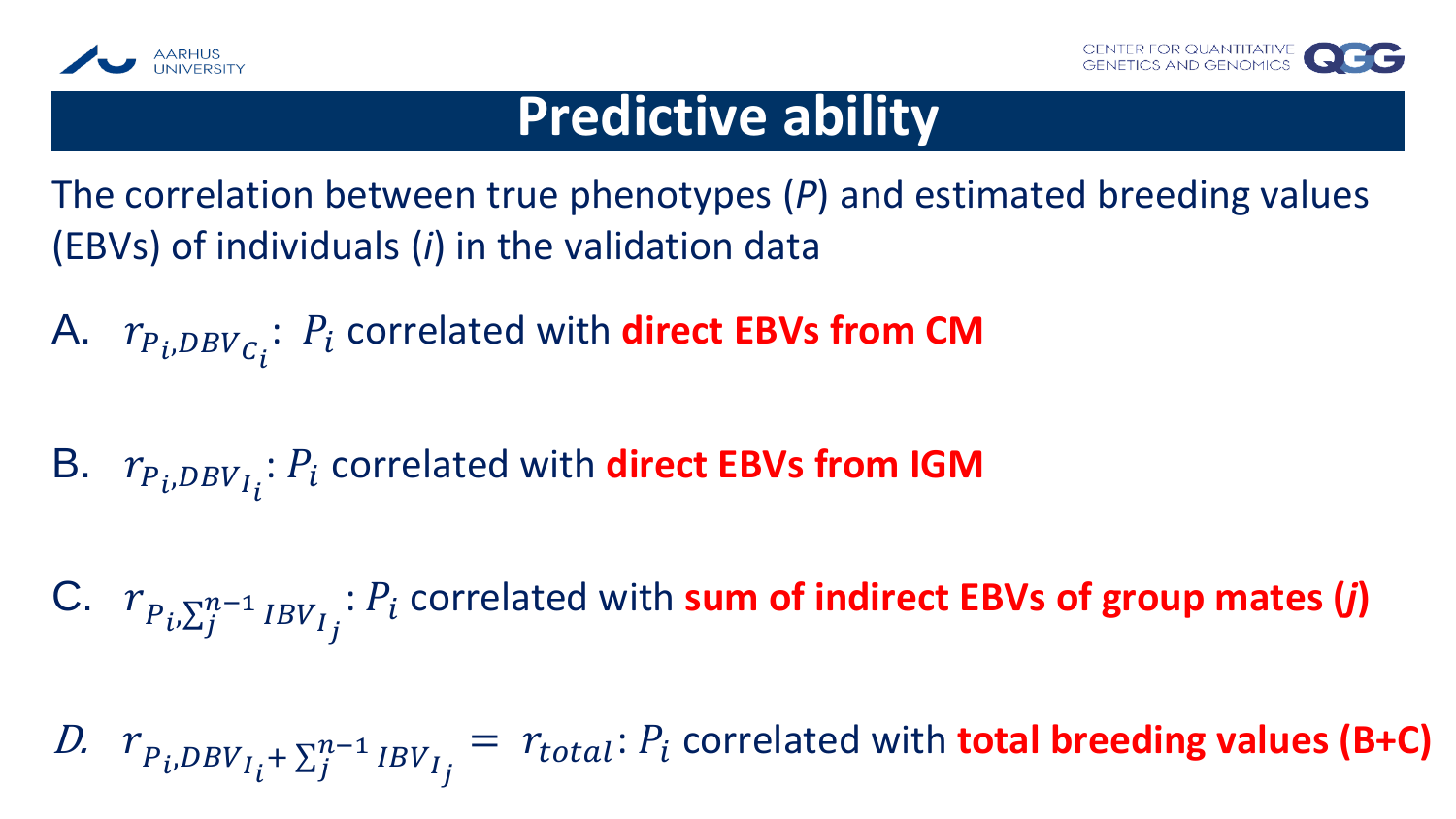# Predictive ability

The correlation between true phenotypes (*P*) and estimated breeding values (EBVs) of individuals (*i*) in the validation data

A. $r_{P_i,DBV_{C_i}}$: $P_i$ correlated with **direct EBVs from CM**

B. $r_{P_i,DBV_{I_i}}$: $P_i$ correlated with **direct EBVs from IGM**

C. $r_{P_i,\sum_j^{n-1} IBV_{I_j}}$: $P_i$ correlated with **sum of indirect EBVs of group mates (*j*)**

*D.* $r_{P_i,DBV_{I_i}+\sum_j^{n-1} IBV_{I_j}} = r_{total}$: $P_i$ correlated with **total breeding values (B+C)**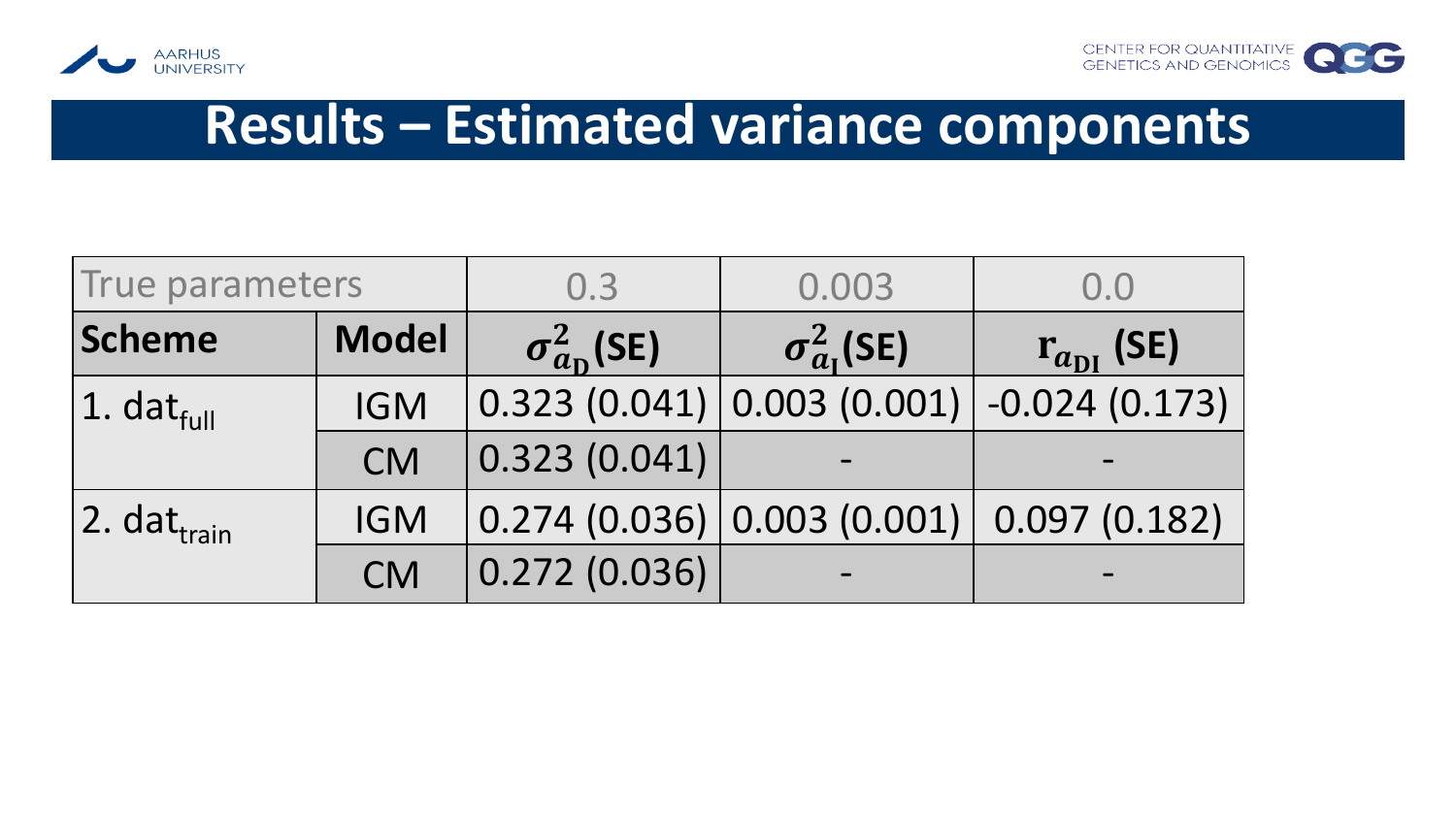# Results – Estimated variance components

| True parameters | | 0.3 | 0.003 | 0.0 |
|---|---|---|---|---|
| **Scheme** | **Model** | $\sigma^2_{a_D}$**(SE)** | $\sigma^2_{a_I}$**(SE)** | $\mathbf{r}_{a_{DI}}$ **(SE)** |
| 1. $\text{dat}_{\text{full}}$ | IGM | 0.323 (0.041) | 0.003 (0.001) | -0.024 (0.173) |
| | CM | 0.323 (0.041) | - | - |
| 2. $\text{dat}_{\text{train}}$ | IGM | 0.274 (0.036) | 0.003 (0.001) | 0.097 (0.182) |
| | CM | 0.272 (0.036) | - | - |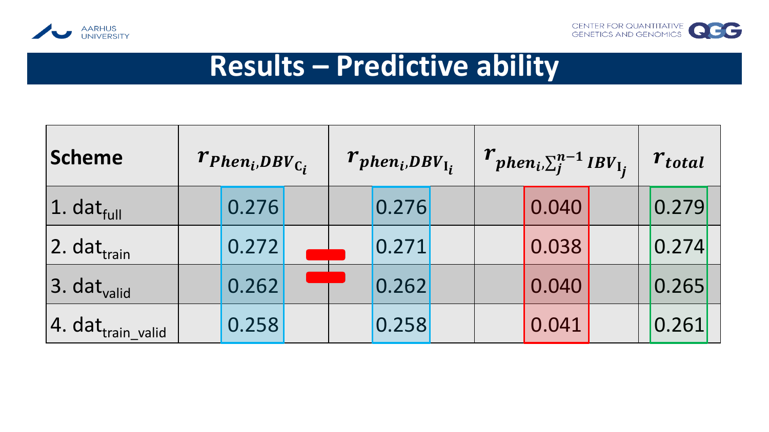# Results – Predictive ability

| Scheme | $r_{Phen_i,DBV_{C_i}}$ | $r_{phen_i,DBV_{I_i}}$ | $r_{phen_i,\sum_j^{n-1} IBV_{I_j}}$ | $r_{total}$ |
|---|---|---|---|---|
| 1. $dat_{full}$ | 0.276 | 0.276 | 0.040 | 0.279 |
| 2. $dat_{train}$ | 0.272 | 0.271 | 0.038 | 0.274 |
| 3. $dat_{valid}$ | 0.262 | 0.262 | 0.040 | 0.265 |
| 4. $dat_{train\_valid}$ | 0.258 | 0.258 | 0.041 | 0.261 |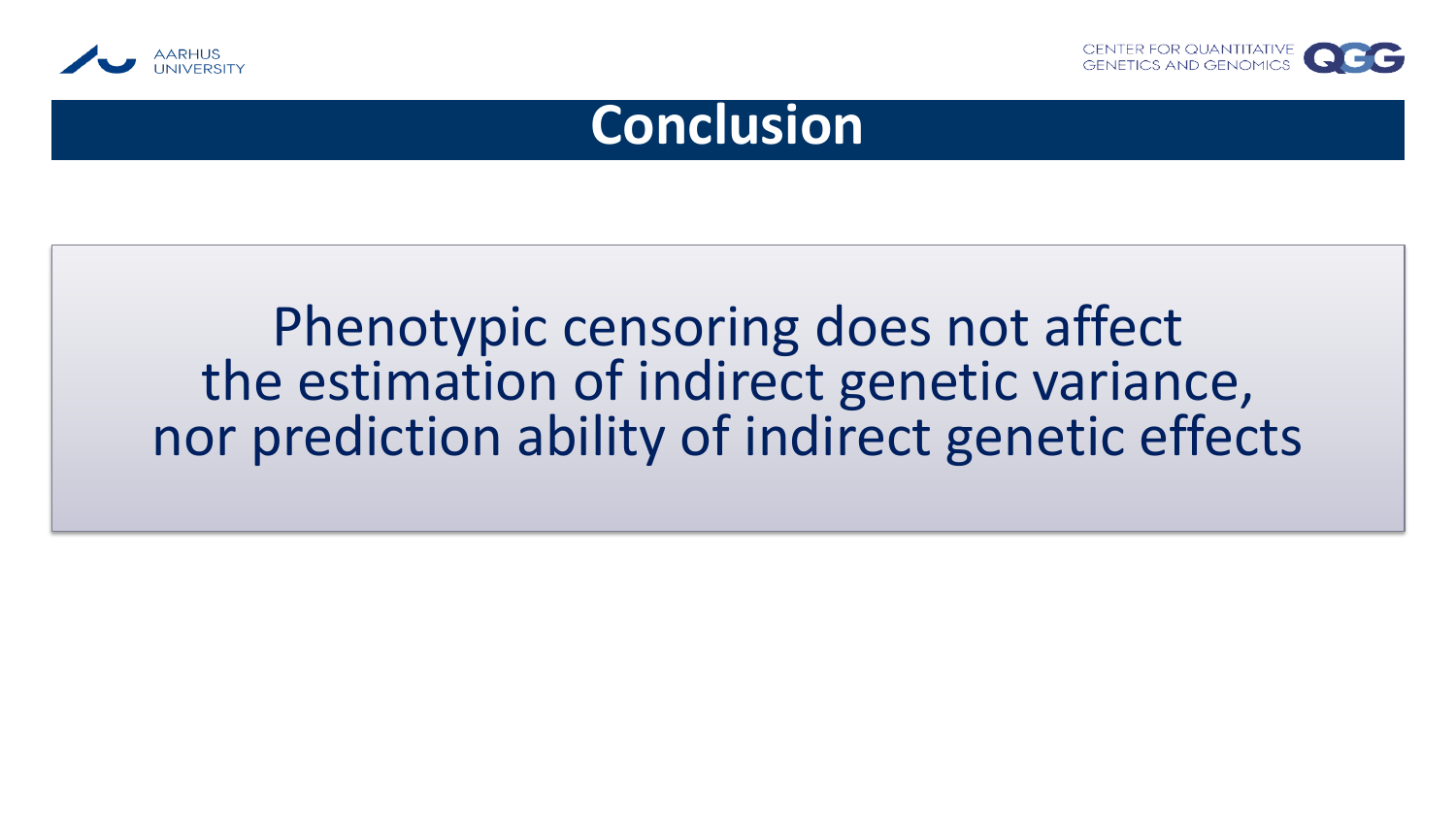# Conclusion

Phenotypic censoring does not affect the estimation of indirect genetic variance, nor prediction ability of indirect genetic effects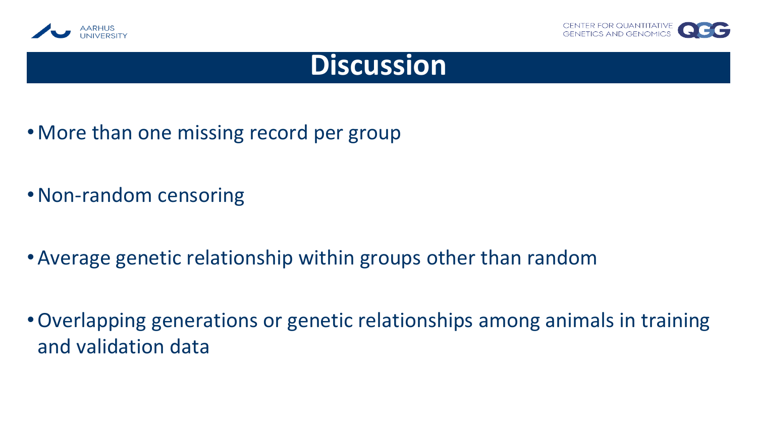# Discussion

- More than one missing record per group
- Non-random censoring
- Average genetic relationship within groups other than random
- Overlapping generations or genetic relationships among animals in training and validation data